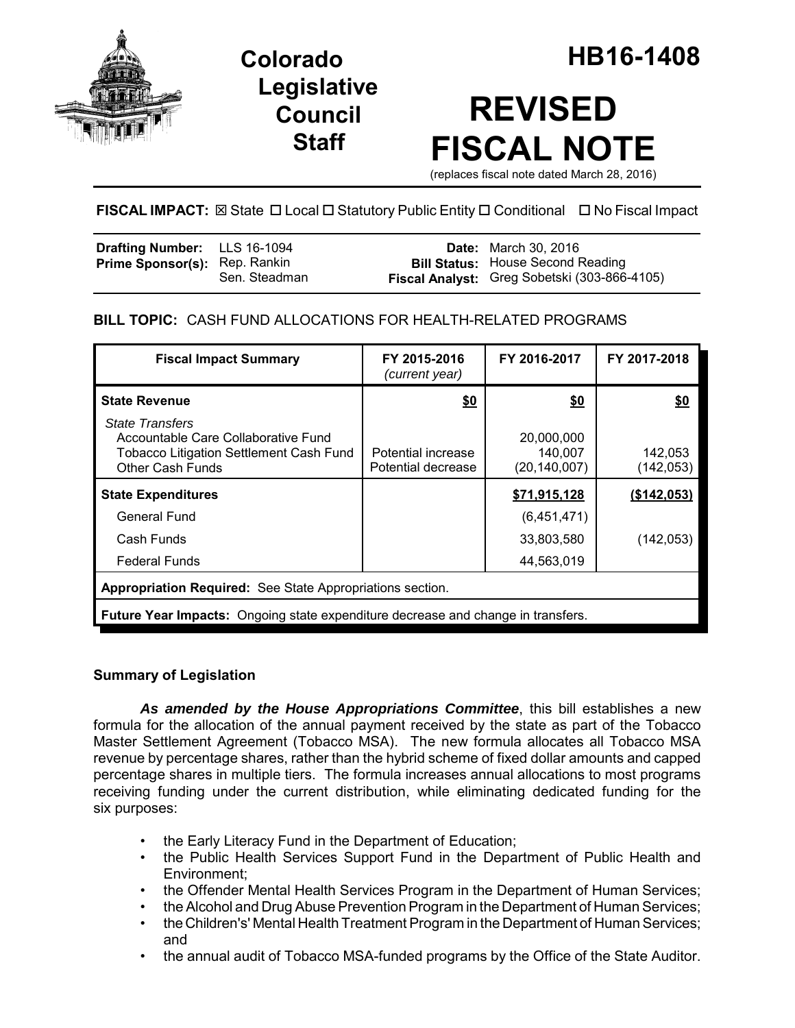# Colorado Legislative Council Staff

# HB16-1408

# REVISED FISCAL NOTE

(replaces fiscal note dated March 28, 2016)

**FISCAL IMPACT:** ☒ State ☐ Local ☐ Statutory Public Entity ☐ Conditional ☐ No Fiscal Impact

| | | | |
|---|---|---|---|
| **Drafting Number:** | LLS 16-1094 | **Date:** | March 30, 2016 |
| **Prime Sponsor(s):** | Rep. Rankin<br>Sen. Steadman | **Bill Status:** | House Second Reading |
| | | **Fiscal Analyst:** | Greg Sobetski (303-866-4105) |

**BILL TOPIC:** CASH FUND ALLOCATIONS FOR HEALTH-RELATED PROGRAMS

| Fiscal Impact Summary | FY 2015-2016 *(current year)* | FY 2016-2017 | FY 2017-2018 |
|---|---|---|---|
| **State Revenue** | **$0** | **$0** | **$0** |
| *State Transfers* | | | |
| Accountable Care Collaborative Fund | | 20,000,000 | |
| Tobacco Litigation Settlement Cash Fund | Potential increase | 140,007 | 142,053 |
| Other Cash Funds | Potential decrease | (20,140,007) | (142,053) |
| **State Expenditures** | | **$71,915,128** | **($142,053)** |
| General Fund | | (6,451,471) | |
| Cash Funds | | 33,803,580 | (142,053) |
| Federal Funds | | 44,563,019 | |
| **Appropriation Required:** See State Appropriations section. | | | |
| **Future Year Impacts:** Ongoing state expenditure decrease and change in transfers. | | | |

## Summary of Legislation

***As amended by the House Appropriations Committee***, this bill establishes a new formula for the allocation of the annual payment received by the state as part of the Tobacco Master Settlement Agreement (Tobacco MSA). The new formula allocates all Tobacco MSA revenue by percentage shares, rather than the hybrid scheme of fixed dollar amounts and capped percentage shares in multiple tiers. The formula increases annual allocations to most programs receiving funding under the current distribution, while eliminating dedicated funding for the six purposes:

- the Early Literacy Fund in the Department of Education;
- the Public Health Services Support Fund in the Department of Public Health and Environment;
- the Offender Mental Health Services Program in the Department of Human Services;
- the Alcohol and Drug Abuse Prevention Program in the Department of Human Services;
- the Children's' Mental Health Treatment Program in the Department of Human Services; and
- the annual audit of Tobacco MSA-funded programs by the Office of the State Auditor.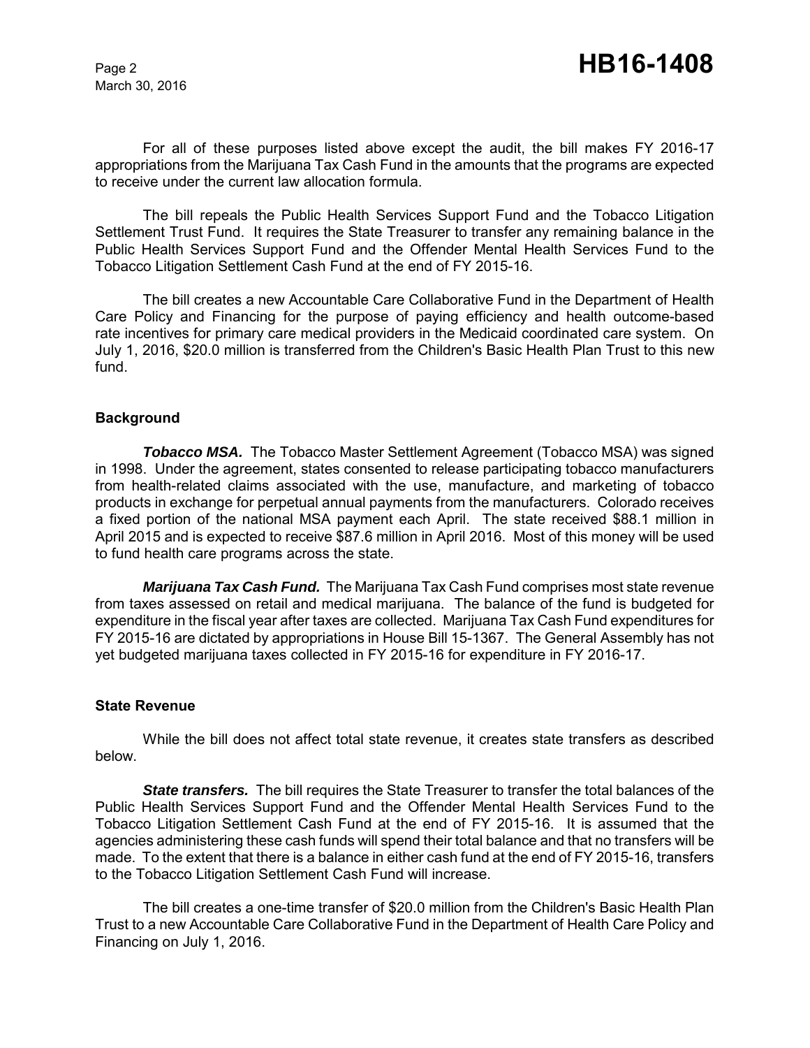For all of these purposes listed above except the audit, the bill makes FY 2016-17 appropriations from the Marijuana Tax Cash Fund in the amounts that the programs are expected to receive under the current law allocation formula.

The bill repeals the Public Health Services Support Fund and the Tobacco Litigation Settlement Trust Fund. It requires the State Treasurer to transfer any remaining balance in the Public Health Services Support Fund and the Offender Mental Health Services Fund to the Tobacco Litigation Settlement Cash Fund at the end of FY 2015-16.

The bill creates a new Accountable Care Collaborative Fund in the Department of Health Care Policy and Financing for the purpose of paying efficiency and health outcome-based rate incentives for primary care medical providers in the Medicaid coordinated care system. On July 1, 2016, $20.0 million is transferred from the Children's Basic Health Plan Trust to this new fund.

## Background

***Tobacco MSA.*** The Tobacco Master Settlement Agreement (Tobacco MSA) was signed in 1998. Under the agreement, states consented to release participating tobacco manufacturers from health-related claims associated with the use, manufacture, and marketing of tobacco products in exchange for perpetual annual payments from the manufacturers. Colorado receives a fixed portion of the national MSA payment each April. The state received $88.1 million in April 2015 and is expected to receive $87.6 million in April 2016. Most of this money will be used to fund health care programs across the state.

***Marijuana Tax Cash Fund.*** The Marijuana Tax Cash Fund comprises most state revenue from taxes assessed on retail and medical marijuana. The balance of the fund is budgeted for expenditure in the fiscal year after taxes are collected. Marijuana Tax Cash Fund expenditures for FY 2015-16 are dictated by appropriations in House Bill 15-1367. The General Assembly has not yet budgeted marijuana taxes collected in FY 2015-16 for expenditure in FY 2016-17.

## State Revenue

While the bill does not affect total state revenue, it creates state transfers as described below.

***State transfers.*** The bill requires the State Treasurer to transfer the total balances of the Public Health Services Support Fund and the Offender Mental Health Services Fund to the Tobacco Litigation Settlement Cash Fund at the end of FY 2015-16. It is assumed that the agencies administering these cash funds will spend their total balance and that no transfers will be made. To the extent that there is a balance in either cash fund at the end of FY 2015-16, transfers to the Tobacco Litigation Settlement Cash Fund will increase.

The bill creates a one-time transfer of $20.0 million from the Children's Basic Health Plan Trust to a new Accountable Care Collaborative Fund in the Department of Health Care Policy and Financing on July 1, 2016.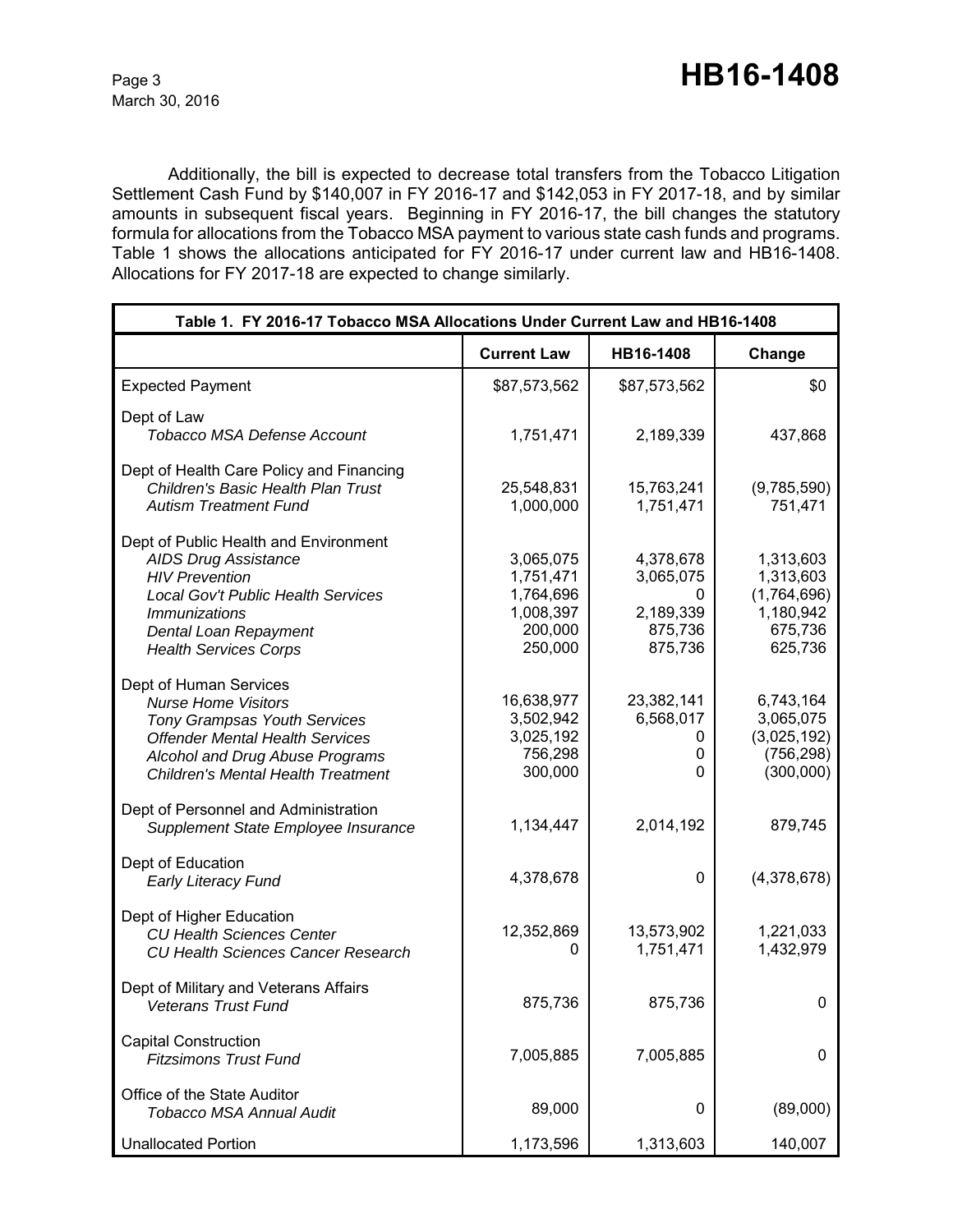Additionally, the bill is expected to decrease total transfers from the Tobacco Litigation Settlement Cash Fund by $140,007 in FY 2016-17 and $142,053 in FY 2017-18, and by similar amounts in subsequent fiscal years. Beginning in FY 2016-17, the bill changes the statutory formula for allocations from the Tobacco MSA payment to various state cash funds and programs. Table 1 shows the allocations anticipated for FY 2016-17 under current law and HB16-1408. Allocations for FY 2017-18 are expected to change similarly.

**Table 1. FY 2016-17 Tobacco MSA Allocations Under Current Law and HB16-1408**

| | Current Law | HB16-1408 | Change |
|---|---|---|---|
| Expected Payment | $87,573,562 | $87,573,562 | $0 |
| Dept of Law | | | |
| *Tobacco MSA Defense Account* | 1,751,471 | 2,189,339 | 437,868 |
| Dept of Health Care Policy and Financing | | | |
| *Children's Basic Health Plan Trust* | 25,548,831 | 15,763,241 | (9,785,590) |
| *Autism Treatment Fund* | 1,000,000 | 1,751,471 | 751,471 |
| Dept of Public Health and Environment | | | |
| *AIDS Drug Assistance* | 3,065,075 | 4,378,678 | 1,313,603 |
| *HIV Prevention* | 1,751,471 | 3,065,075 | 1,313,603 |
| *Local Gov't Public Health Services* | 1,764,696 | 0 | (1,764,696) |
| *Immunizations* | 1,008,397 | 2,189,339 | 1,180,942 |
| *Dental Loan Repayment* | 200,000 | 875,736 | 675,736 |
| *Health Services Corps* | 250,000 | 875,736 | 625,736 |
| Dept of Human Services | | | |
| *Nurse Home Visitors* | 16,638,977 | 23,382,141 | 6,743,164 |
| *Tony Grampsas Youth Services* | 3,502,942 | 6,568,017 | 3,065,075 |
| *Offender Mental Health Services* | 3,025,192 | 0 | (3,025,192) |
| *Alcohol and Drug Abuse Programs* | 756,298 | 0 | (756,298) |
| *Children's Mental Health Treatment* | 300,000 | 0 | (300,000) |
| Dept of Personnel and Administration | | | |
| *Supplement State Employee Insurance* | 1,134,447 | 2,014,192 | 879,745 |
| Dept of Education | | | |
| *Early Literacy Fund* | 4,378,678 | 0 | (4,378,678) |
| Dept of Higher Education | | | |
| *CU Health Sciences Center* | 12,352,869 | 13,573,902 | 1,221,033 |
| *CU Health Sciences Cancer Research* | 0 | 1,751,471 | 1,432,979 |
| Dept of Military and Veterans Affairs | | | |
| *Veterans Trust Fund* | 875,736 | 875,736 | 0 |
| Capital Construction | | | |
| *Fitzsimons Trust Fund* | 7,005,885 | 7,005,885 | 0 |
| Office of the State Auditor | | | |
| *Tobacco MSA Annual Audit* | 89,000 | 0 | (89,000) |
| Unallocated Portion | 1,173,596 | 1,313,603 | 140,007 |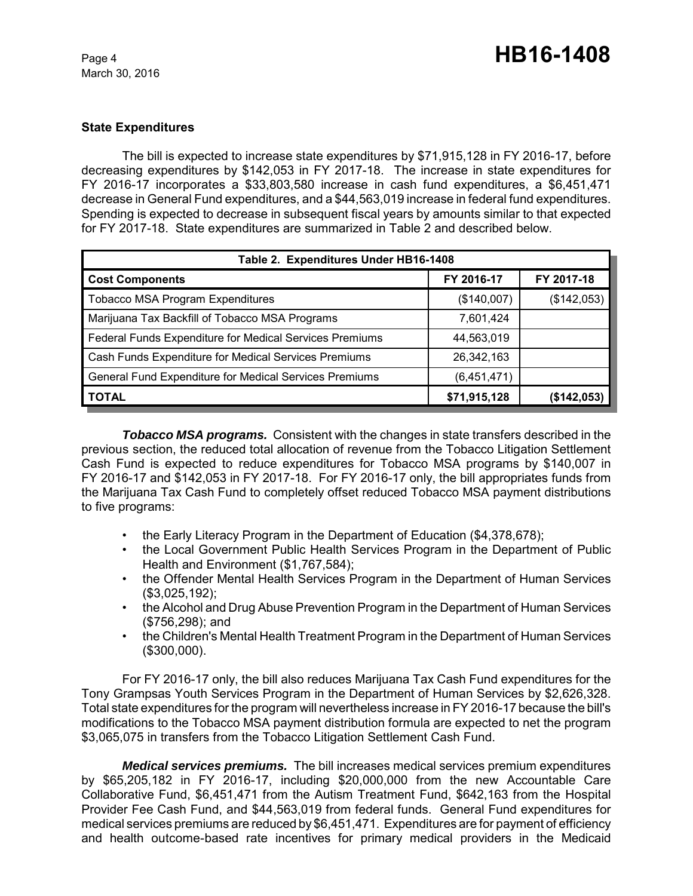### State Expenditures

The bill is expected to increase state expenditures by $71,915,128 in FY 2016-17, before decreasing expenditures by $142,053 in FY 2017-18. The increase in state expenditures for FY 2016-17 incorporates a $33,803,580 increase in cash fund expenditures, a $6,451,471 decrease in General Fund expenditures, and a $44,563,019 increase in federal fund expenditures. Spending is expected to decrease in subsequent fiscal years by amounts similar to that expected for FY 2017-18. State expenditures are summarized in Table 2 and described below.

| Table 2. Expenditures Under HB16-1408 | | |
|---|---|---|
| **Cost Components** | **FY 2016-17** | **FY 2017-18** |
| Tobacco MSA Program Expenditures | ($140,007) | ($142,053) |
| Marijuana Tax Backfill of Tobacco MSA Programs | 7,601,424 | |
| Federal Funds Expenditure for Medical Services Premiums | 44,563,019 | |
| Cash Funds Expenditure for Medical Services Premiums | 26,342,163 | |
| General Fund Expenditure for Medical Services Premiums | (6,451,471) | |
| **TOTAL** | **$71,915,128** | **($142,053)** |

***Tobacco MSA programs.*** Consistent with the changes in state transfers described in the previous section, the reduced total allocation of revenue from the Tobacco Litigation Settlement Cash Fund is expected to reduce expenditures for Tobacco MSA programs by $140,007 in FY 2016-17 and $142,053 in FY 2017-18. For FY 2016-17 only, the bill appropriates funds from the Marijuana Tax Cash Fund to completely offset reduced Tobacco MSA payment distributions to five programs:

- the Early Literacy Program in the Department of Education ($4,378,678);
- the Local Government Public Health Services Program in the Department of Public Health and Environment ($1,767,584);
- the Offender Mental Health Services Program in the Department of Human Services ($3,025,192);
- the Alcohol and Drug Abuse Prevention Program in the Department of Human Services ($756,298); and
- the Children's Mental Health Treatment Program in the Department of Human Services ($300,000).

For FY 2016-17 only, the bill also reduces Marijuana Tax Cash Fund expenditures for the Tony Grampsas Youth Services Program in the Department of Human Services by $2,626,328. Total state expenditures for the program will nevertheless increase in FY 2016-17 because the bill's modifications to the Tobacco MSA payment distribution formula are expected to net the program $3,065,075 in transfers from the Tobacco Litigation Settlement Cash Fund.

***Medical services premiums.*** The bill increases medical services premium expenditures by $65,205,182 in FY 2016-17, including $20,000,000 from the new Accountable Care Collaborative Fund, $6,451,471 from the Autism Treatment Fund, $642,163 from the Hospital Provider Fee Cash Fund, and $44,563,019 from federal funds. General Fund expenditures for medical services premiums are reduced by $6,451,471. Expenditures are for payment of efficiency and health outcome-based rate incentives for primary medical providers in the Medicaid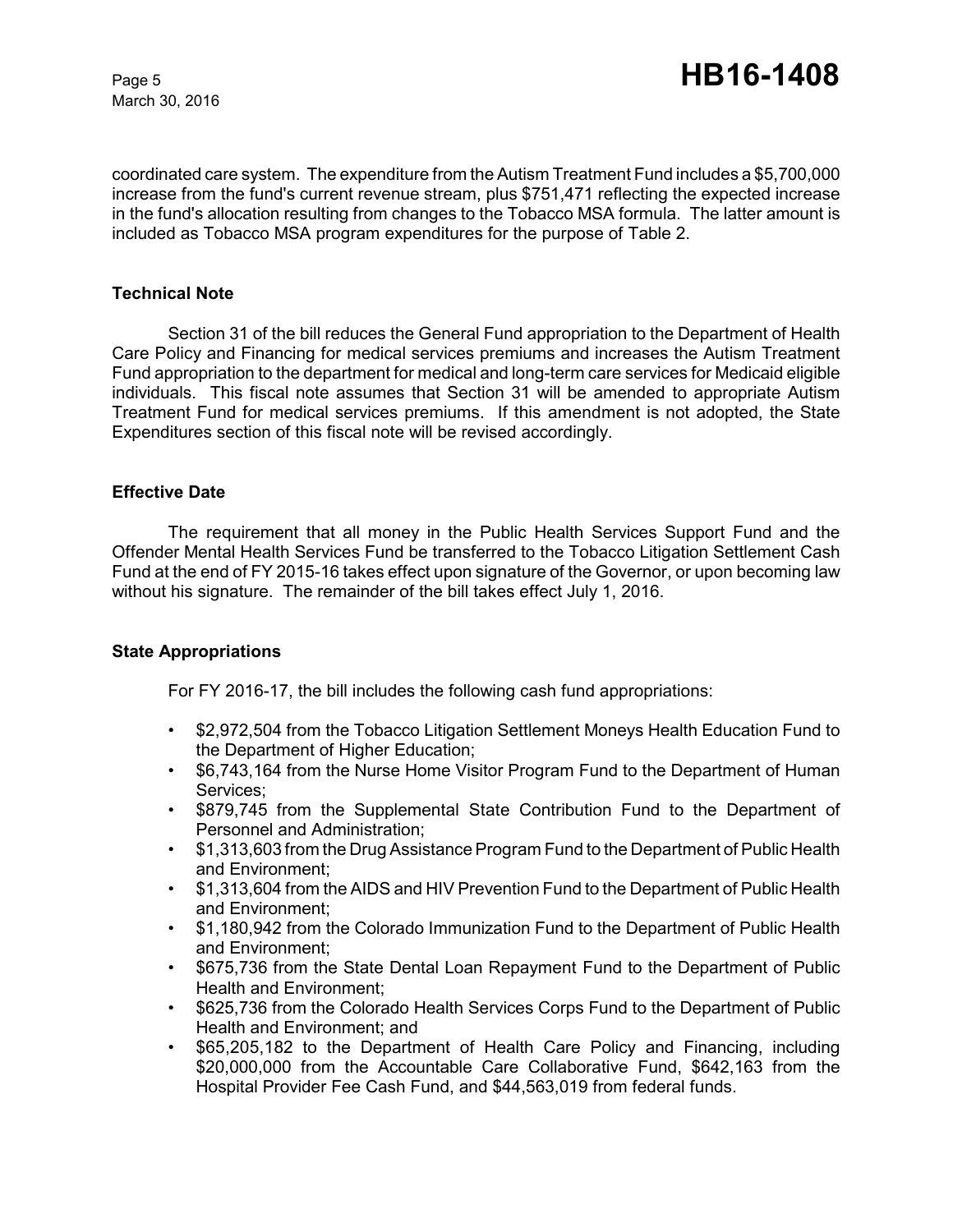coordinated care system. The expenditure from the Autism Treatment Fund includes a $5,700,000 increase from the fund's current revenue stream, plus $751,471 reflecting the expected increase in the fund's allocation resulting from changes to the Tobacco MSA formula. The latter amount is included as Tobacco MSA program expenditures for the purpose of Table 2.

### Technical Note

Section 31 of the bill reduces the General Fund appropriation to the Department of Health Care Policy and Financing for medical services premiums and increases the Autism Treatment Fund appropriation to the department for medical and long-term care services for Medicaid eligible individuals. This fiscal note assumes that Section 31 will be amended to appropriate Autism Treatment Fund for medical services premiums. If this amendment is not adopted, the State Expenditures section of this fiscal note will be revised accordingly.

### Effective Date

The requirement that all money in the Public Health Services Support Fund and the Offender Mental Health Services Fund be transferred to the Tobacco Litigation Settlement Cash Fund at the end of FY 2015-16 takes effect upon signature of the Governor, or upon becoming law without his signature. The remainder of the bill takes effect July 1, 2016.

### State Appropriations

For FY 2016-17, the bill includes the following cash fund appropriations:

- $2,972,504 from the Tobacco Litigation Settlement Moneys Health Education Fund to the Department of Higher Education;
- $6,743,164 from the Nurse Home Visitor Program Fund to the Department of Human Services;
- $879,745 from the Supplemental State Contribution Fund to the Department of Personnel and Administration;
- $1,313,603 from the Drug Assistance Program Fund to the Department of Public Health and Environment;
- $1,313,604 from the AIDS and HIV Prevention Fund to the Department of Public Health and Environment;
- $1,180,942 from the Colorado Immunization Fund to the Department of Public Health and Environment;
- $675,736 from the State Dental Loan Repayment Fund to the Department of Public Health and Environment;
- $625,736 from the Colorado Health Services Corps Fund to the Department of Public Health and Environment; and
- $65,205,182 to the Department of Health Care Policy and Financing, including $20,000,000 from the Accountable Care Collaborative Fund, $642,163 from the Hospital Provider Fee Cash Fund, and $44,563,019 from federal funds.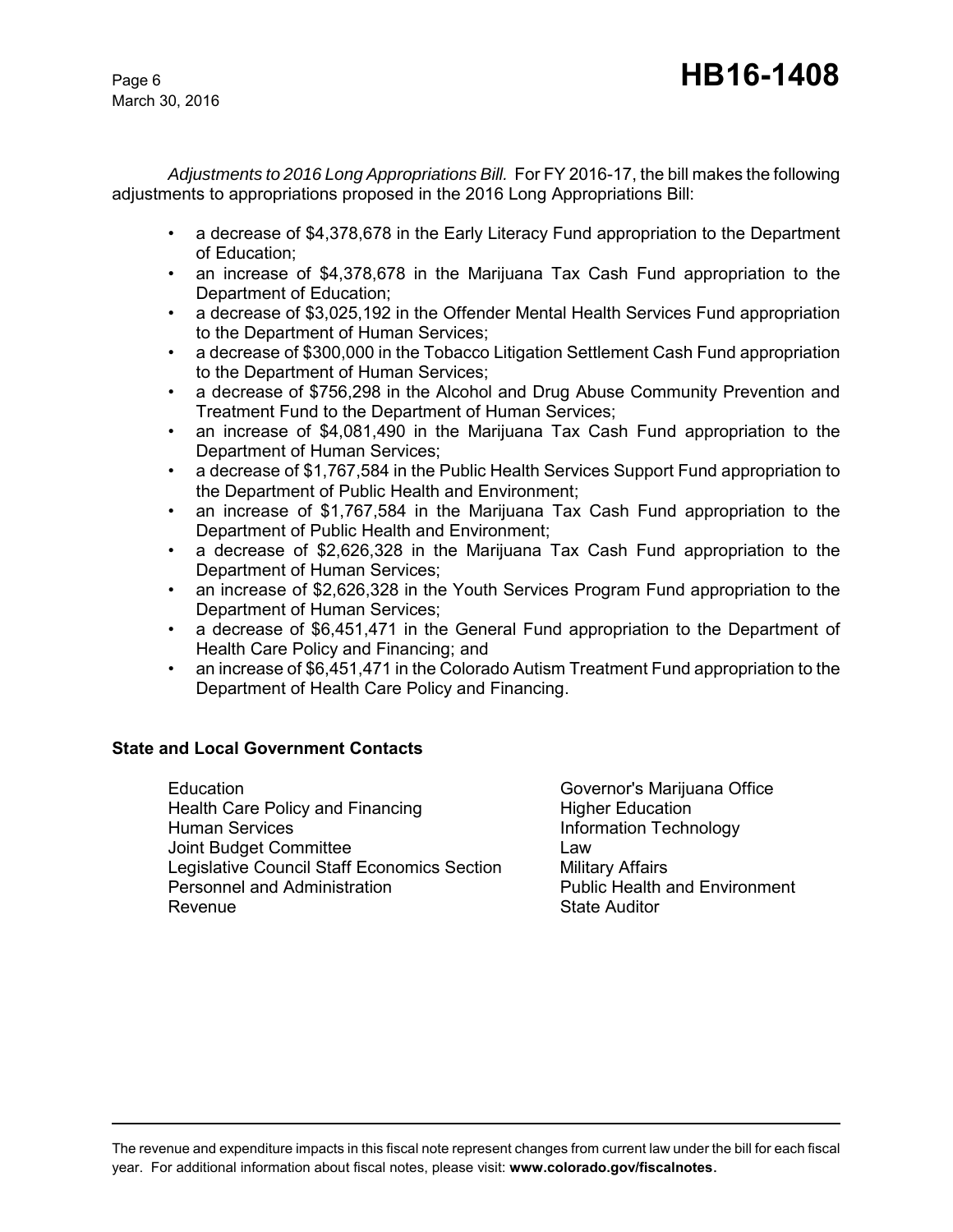*Adjustments to 2016 Long Appropriations Bill.* For FY 2016-17, the bill makes the following adjustments to appropriations proposed in the 2016 Long Appropriations Bill:

- a decrease of $4,378,678 in the Early Literacy Fund appropriation to the Department of Education;
- an increase of $4,378,678 in the Marijuana Tax Cash Fund appropriation to the Department of Education;
- a decrease of $3,025,192 in the Offender Mental Health Services Fund appropriation to the Department of Human Services;
- a decrease of $300,000 in the Tobacco Litigation Settlement Cash Fund appropriation to the Department of Human Services;
- a decrease of $756,298 in the Alcohol and Drug Abuse Community Prevention and Treatment Fund to the Department of Human Services;
- an increase of $4,081,490 in the Marijuana Tax Cash Fund appropriation to the Department of Human Services;
- a decrease of $1,767,584 in the Public Health Services Support Fund appropriation to the Department of Public Health and Environment;
- an increase of $1,767,584 in the Marijuana Tax Cash Fund appropriation to the Department of Public Health and Environment;
- a decrease of $2,626,328 in the Marijuana Tax Cash Fund appropriation to the Department of Human Services;
- an increase of $2,626,328 in the Youth Services Program Fund appropriation to the Department of Human Services;
- a decrease of $6,451,471 in the General Fund appropriation to the Department of Health Care Policy and Financing; and
- an increase of $6,451,471 in the Colorado Autism Treatment Fund appropriation to the Department of Health Care Policy and Financing.

**State and Local Government Contacts**

Education
Health Care Policy and Financing
Human Services
Joint Budget Committee
Legislative Council Staff Economics Section
Personnel and Administration
Revenue
Governor's Marijuana Office
Higher Education
Information Technology
Law
Military Affairs
Public Health and Environment
State Auditor

The revenue and expenditure impacts in this fiscal note represent changes from current law under the bill for each fiscal year. For additional information about fiscal notes, please visit: **www.colorado.gov/fiscalnotes.**